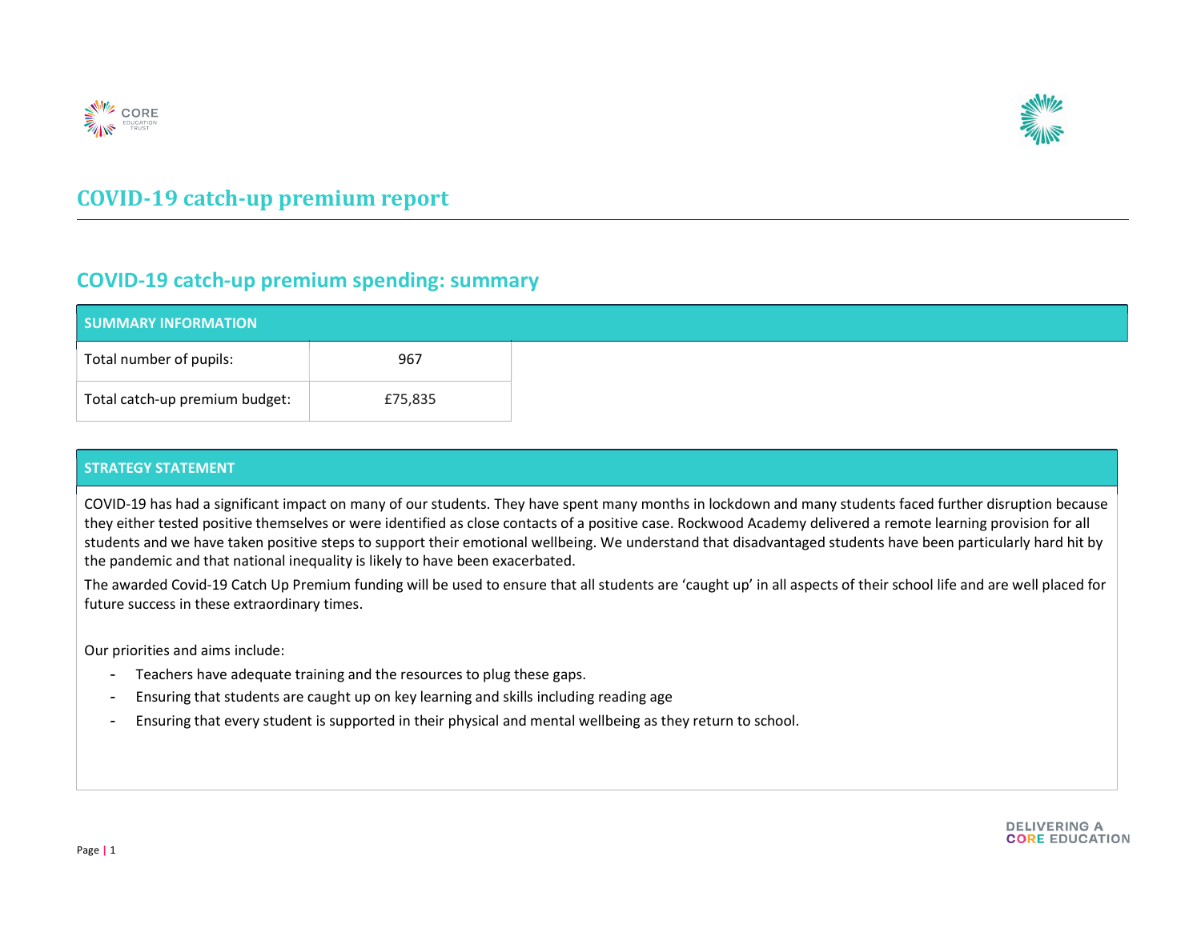# COVID-19 catch-up premium report

## COVID-19 catch-up premium spending: summary

| SUMMARY INFORMATION | |
|---|---|
| Total number of pupils: | 967 |
| Total catch-up premium budget: | £75,835 |

**STRATEGY STATEMENT**

COVID-19 has had a significant impact on many of our students. They have spent many months in lockdown and many students faced further disruption because they either tested positive themselves or were identified as close contacts of a positive case. Rockwood Academy delivered a remote learning provision for all students and we have taken positive steps to support their emotional wellbeing. We understand that disadvantaged students have been particularly hard hit by the pandemic and that national inequality is likely to have been exacerbated.

The awarded Covid-19 Catch Up Premium funding will be used to ensure that all students are 'caught up' in all aspects of their school life and are well placed for future success in these extraordinary times.

Our priorities and aims include:

- Teachers have adequate training and the resources to plug these gaps.
- Ensuring that students are caught up on key learning and skills including reading age
- Ensuring that every student is supported in their physical and mental wellbeing as they return to school.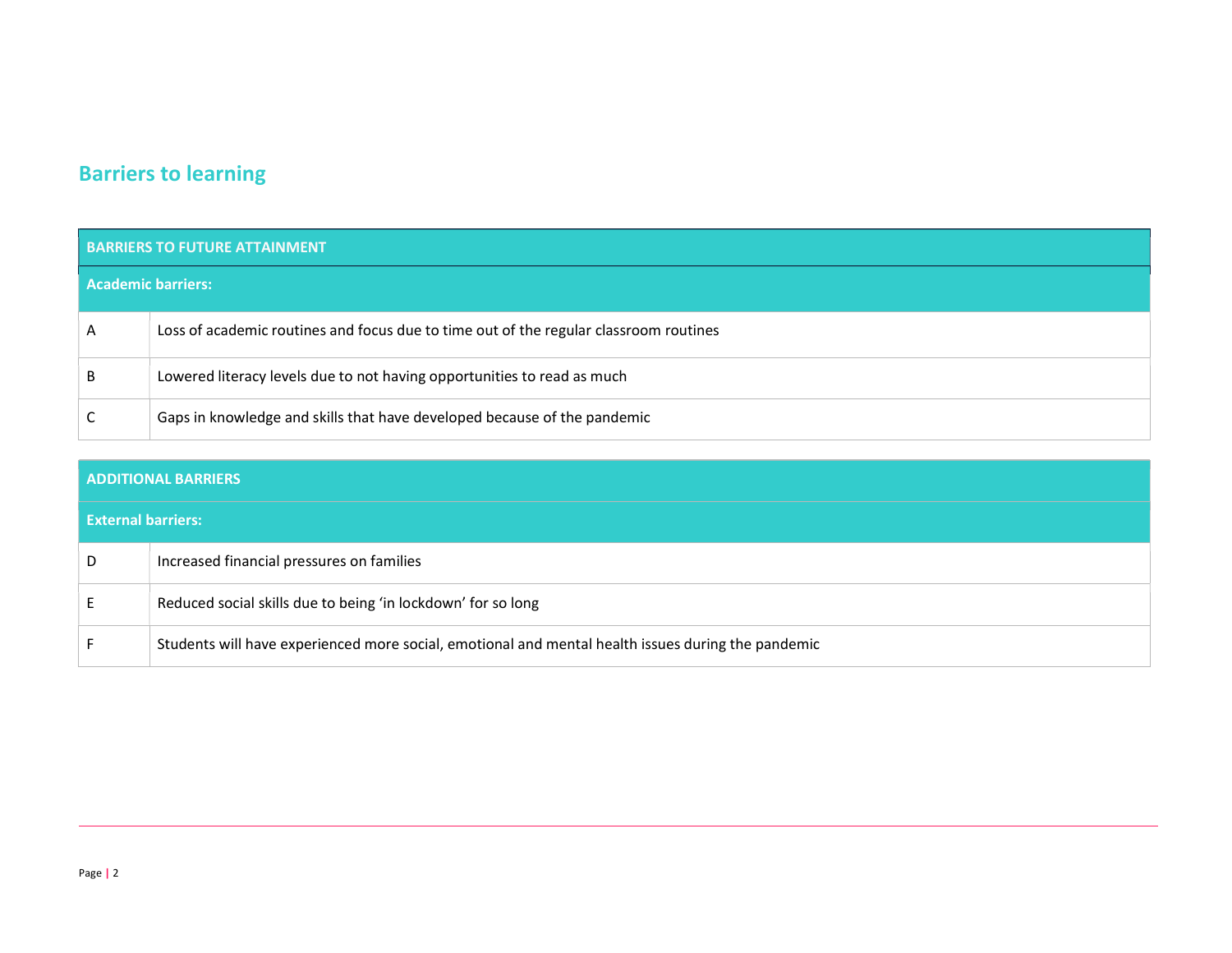## Barriers to learning

| BARRIERS TO FUTURE ATTAINMENT | |
|---|---|
| **Academic barriers:** | |
| A | Loss of academic routines and focus due to time out of the regular classroom routines |
| B | Lowered literacy levels due to not having opportunities to read as much |
| C | Gaps in knowledge and skills that have developed because of the pandemic |

| ADDITIONAL BARRIERS | |
|---|---|
| **External barriers:** | |
| D | Increased financial pressures on families |
| E | Reduced social skills due to being 'in lockdown' for so long |
| F | Students will have experienced more social, emotional and mental health issues during the pandemic |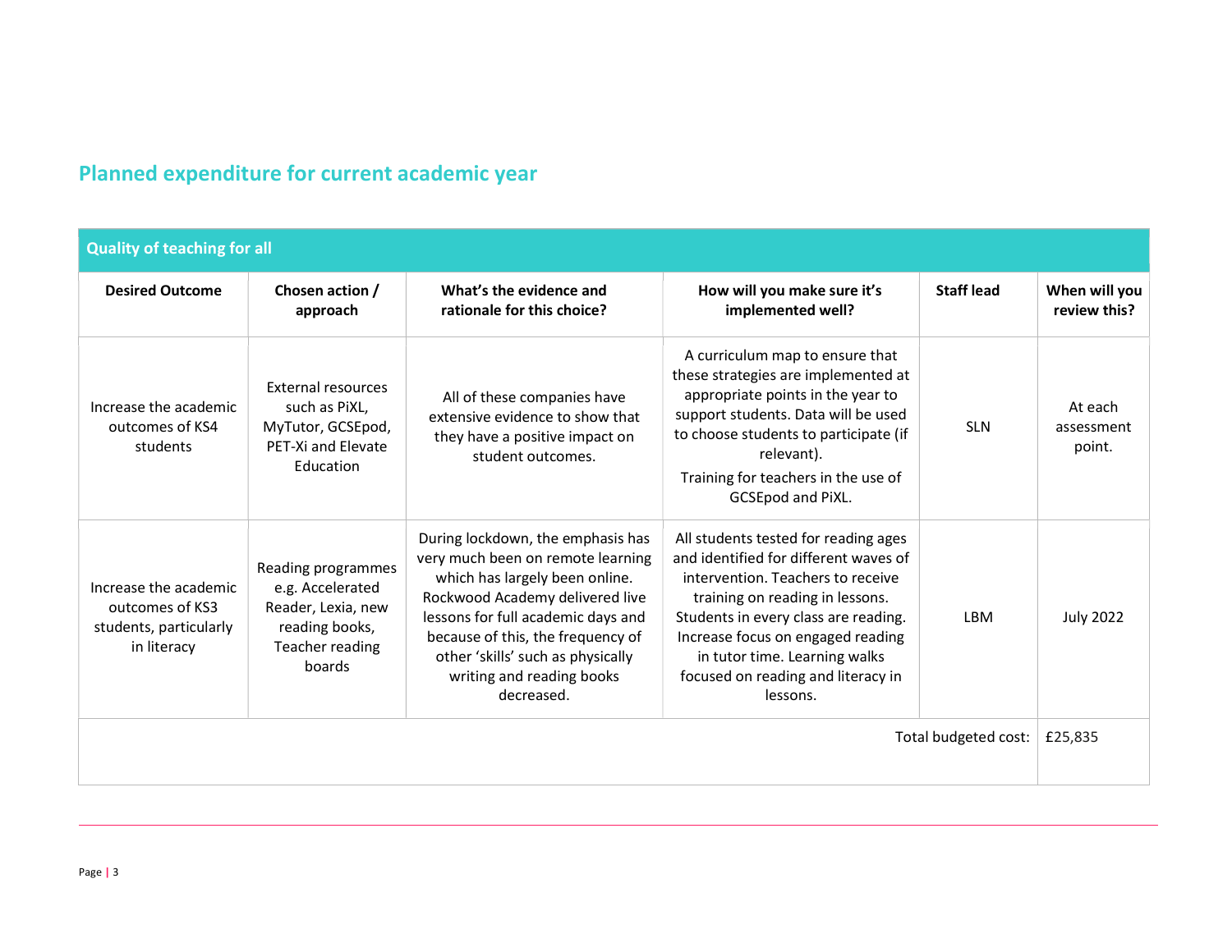## Planned expenditure for current academic year

| Quality of teaching for all | | | | | |
|---|---|---|---|---|---|
| **Desired Outcome** | **Chosen action / approach** | **What's the evidence and rationale for this choice?** | **How will you make sure it's implemented well?** | **Staff lead** | **When will you review this?** |
| Increase the academic outcomes of KS4 students | External resources such as PiXL, MyTutor, GCSEpod, PET-Xi and Elevate Education | All of these companies have extensive evidence to show that they have a positive impact on student outcomes. | A curriculum map to ensure that these strategies are implemented at appropriate points in the year to support students. Data will be used to choose students to participate (if relevant).<br>Training for teachers in the use of GCSEpod and PiXL. | SLN | At each assessment point. |
| Increase the academic outcomes of KS3 students, particularly in literacy | Reading programmes e.g. Accelerated Reader, Lexia, new reading books, Teacher reading boards | During lockdown, the emphasis has very much been on remote learning which has largely been online. Rockwood Academy delivered live lessons for full academic days and because of this, the frequency of other 'skills' such as physically writing and reading books decreased. | All students tested for reading ages and identified for different waves of intervention. Teachers to receive training on reading in lessons. Students in every class are reading. Increase focus on engaged reading in tutor time. Learning walks focused on reading and literacy in lessons. | LBM | July 2022 |
| | | | | Total budgeted cost: | £25,835 |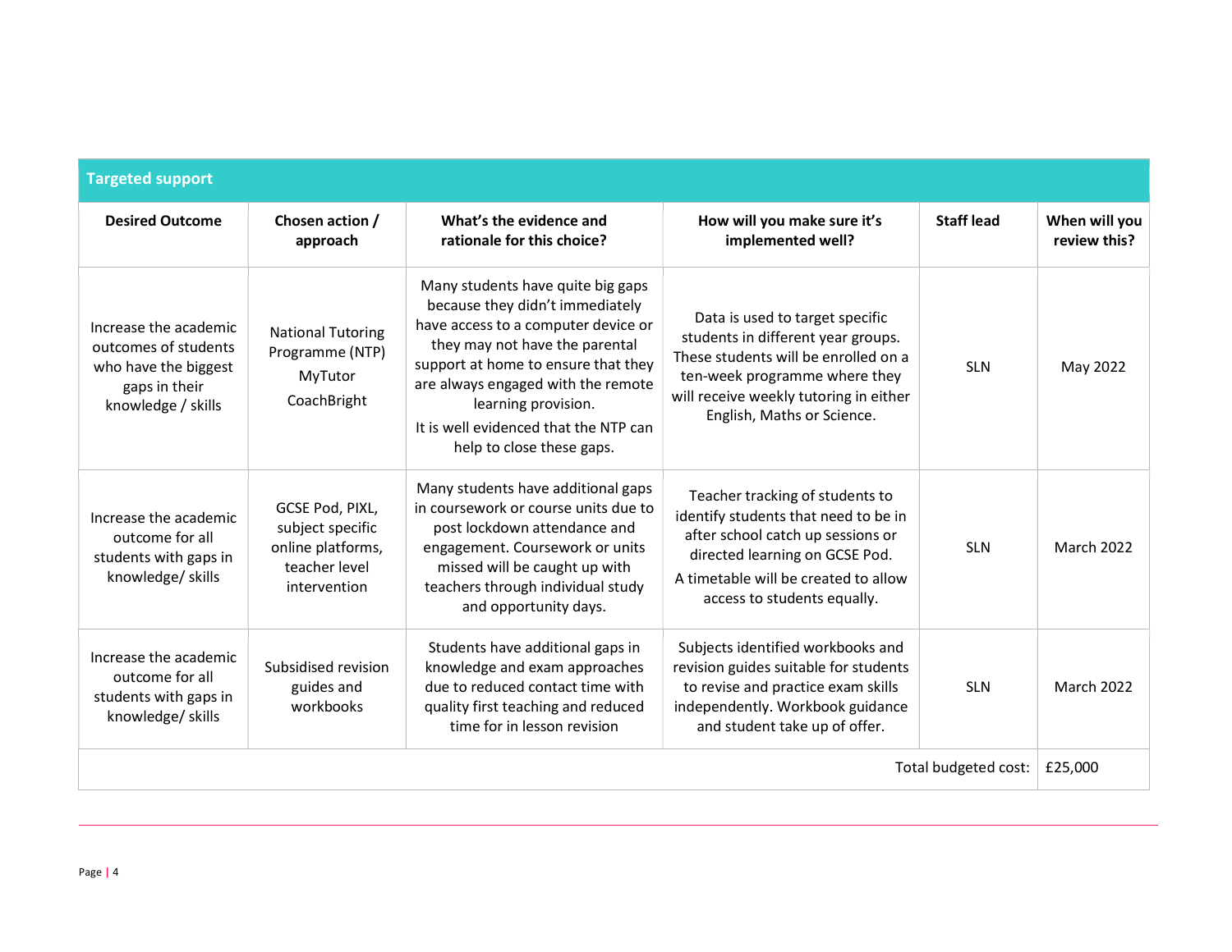| Targeted support | | | | | |
|---|---|---|---|---|---|
| **Desired Outcome** | **Chosen action / approach** | **What's the evidence and rationale for this choice?** | **How will you make sure it's implemented well?** | **Staff lead** | **When will you review this?** |
| Increase the academic outcomes of students who have the biggest gaps in their knowledge / skills | National Tutoring Programme (NTP) MyTutor CoachBright | Many students have quite big gaps because they didn't immediately have access to a computer device or they may not have the parental support at home to ensure that they are always engaged with the remote learning provision. It is well evidenced that the NTP can help to close these gaps. | Data is used to target specific students in different year groups. These students will be enrolled on a ten-week programme where they will receive weekly tutoring in either English, Maths or Science. | SLN | May 2022 |
| Increase the academic outcome for all students with gaps in knowledge/ skills | GCSE Pod, PIXL, subject specific online platforms, teacher level intervention | Many students have additional gaps in coursework or course units due to post lockdown attendance and engagement. Coursework or units missed will be caught up with teachers through individual study and opportunity days. | Teacher tracking of students to identify students that need to be in after school catch up sessions or directed learning on GCSE Pod. A timetable will be created to allow access to students equally. | SLN | March 2022 |
| Increase the academic outcome for all students with gaps in knowledge/ skills | Subsidised revision guides and workbooks | Students have additional gaps in knowledge and exam approaches due to reduced contact time with quality first teaching and reduced time for in lesson revision | Subjects identified workbooks and revision guides suitable for students to revise and practice exam skills independently. Workbook guidance and student take up of offer. | SLN | March 2022 |
| | | | | Total budgeted cost: | £25,000 |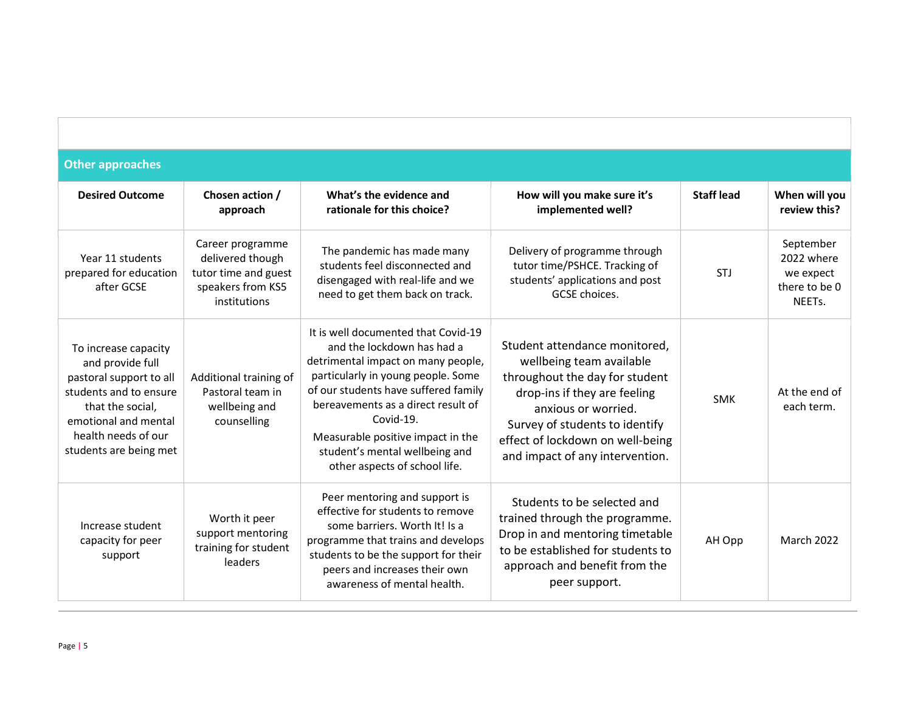## Other approaches

| Desired Outcome | Chosen action / approach | What's the evidence and rationale for this choice? | How will you make sure it's implemented well? | Staff lead | When will you review this? |
|---|---|---|---|---|---|
| Year 11 students prepared for education after GCSE | Career programme delivered though tutor time and guest speakers from KS5 institutions | The pandemic has made many students feel disconnected and disengaged with real-life and we need to get them back on track. | Delivery of programme through tutor time/PSHCE. Tracking of students' applications and post GCSE choices. | STJ | September 2022 where we expect there to be 0 NEETs. |
| To increase capacity and provide full pastoral support to all students and to ensure that the social, emotional and mental health needs of our students are being met | Additional training of Pastoral team in wellbeing and counselling | It is well documented that Covid-19 and the lockdown has had a detrimental impact on many people, particularly in young people. Some of our students have suffered family bereavements as a direct result of Covid-19.<br>Measurable positive impact in the student's mental wellbeing and other aspects of school life. | Student attendance monitored, wellbeing team available throughout the day for student drop-ins if they are feeling anxious or worried.<br>Survey of students to identify effect of lockdown on well-being and impact of any intervention. | SMK | At the end of each term. |
| Increase student capacity for peer support | Worth it peer support mentoring training for student leaders | Peer mentoring and support is effective for students to remove some barriers. Worth It! Is a programme that trains and develops students to be the support for their peers and increases their own awareness of mental health. | Students to be selected and trained through the programme. Drop in and mentoring timetable to be established for students to approach and benefit from the peer support. | AH Opp | March 2022 |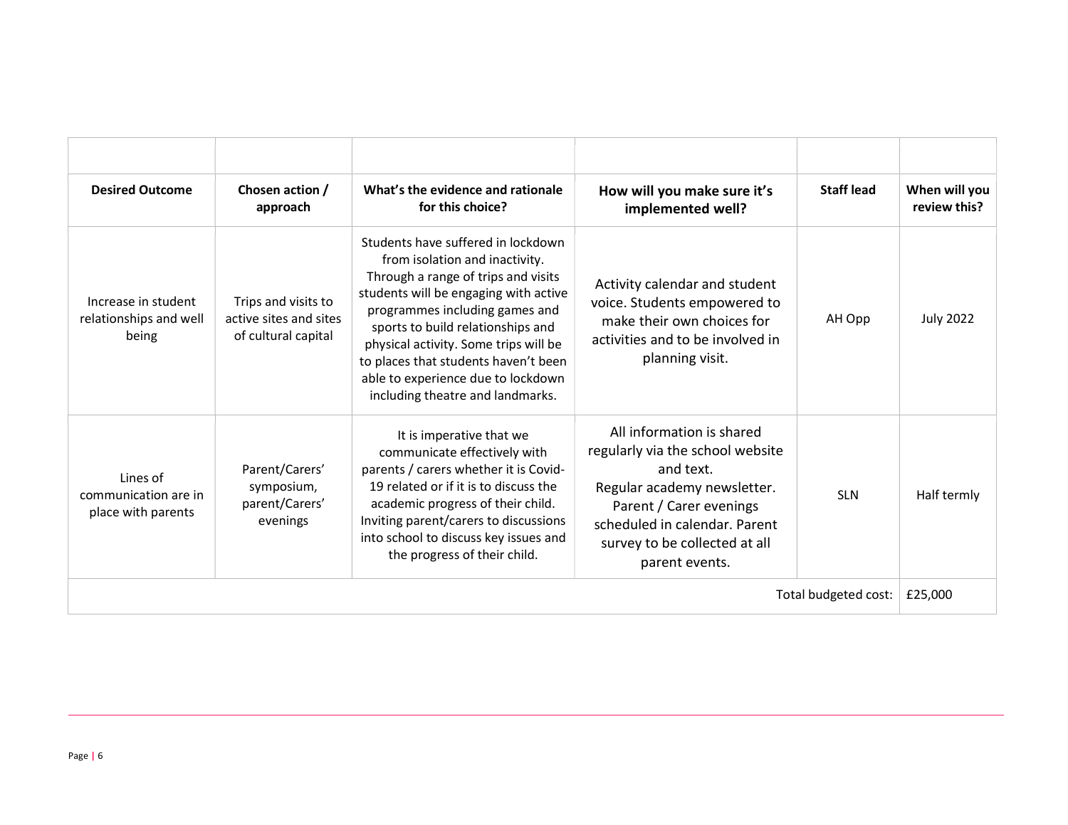| | | | | | |
|---|---|---|---|---|---|
| **Desired Outcome** | **Chosen action / approach** | **What's the evidence and rationale for this choice?** | **How will you make sure it's implemented well?** | **Staff lead** | **When will you review this?** |
| Increase in student relationships and well being | Trips and visits to active sites and sites of cultural capital | Students have suffered in lockdown from isolation and inactivity. Through a range of trips and visits students will be engaging with active programmes including games and sports to build relationships and physical activity. Some trips will be to places that students haven't been able to experience due to lockdown including theatre and landmarks. | Activity calendar and student voice. Students empowered to make their own choices for activities and to be involved in planning visit. | AH Opp | July 2022 |
| Lines of communication are in place with parents | Parent/Carers' symposium, parent/Carers' evenings | It is imperative that we communicate effectively with parents / carers whether it is Covid-19 related or if it is to discuss the academic progress of their child. Inviting parent/carers to discussions into school to discuss key issues and the progress of their child. | All information is shared regularly via the school website and text. Regular academy newsletter. Parent / Carer evenings scheduled in calendar. Parent survey to be collected at all parent events. | SLN | Half termly |
| | | | | Total budgeted cost: | £25,000 |